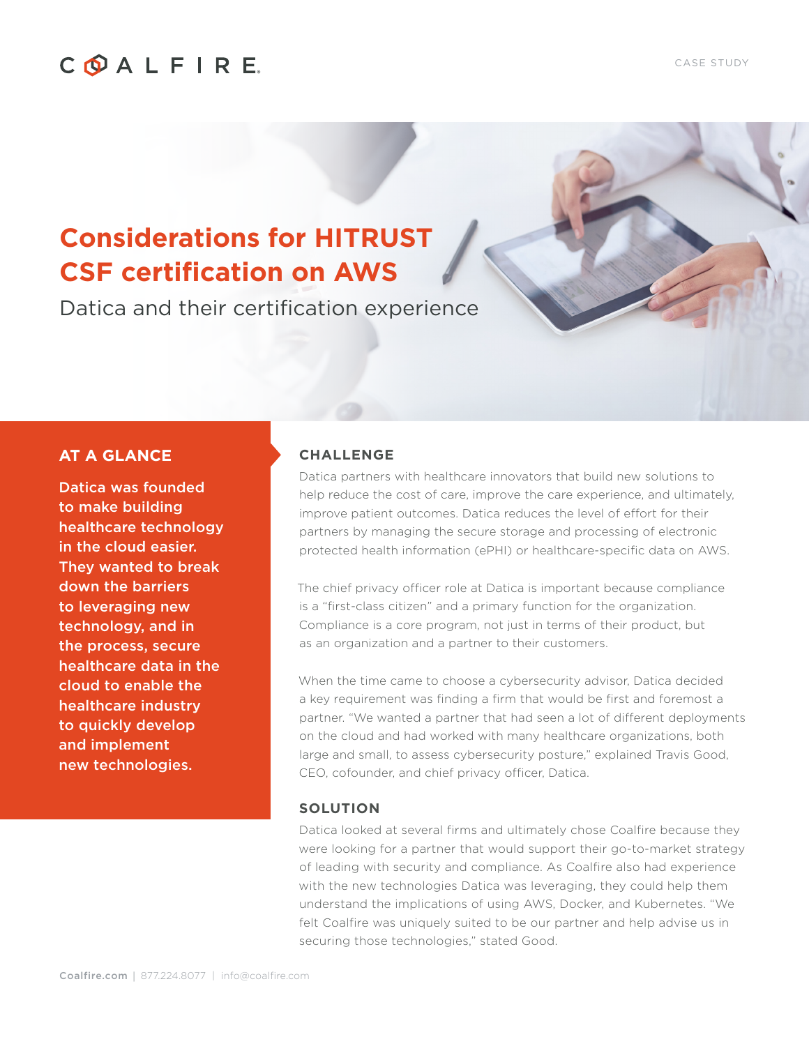COALFIRE

CASE STUDY

# Considerations for HITRUST CSF certification on AWS

Datica and their certification experience

## AT A GLANCE

**Datica was founded to make building healthcare technology in the cloud easier. They wanted to break down the barriers to leveraging new technology, and in the process, secure healthcare data in the cloud to enable the healthcare industry to quickly develop and implement new technologies.**

## CHALLENGE

Datica partners with healthcare innovators that build new solutions to help reduce the cost of care, improve the care experience, and ultimately, improve patient outcomes. Datica reduces the level of effort for their partners by managing the secure storage and processing of electronic protected health information (ePHI) or healthcare-specific data on AWS.

The chief privacy officer role at Datica is important because compliance is a "first-class citizen" and a primary function for the organization. Compliance is a core program, not just in terms of their product, but as an organization and a partner to their customers.

When the time came to choose a cybersecurity advisor, Datica decided a key requirement was finding a firm that would be first and foremost a partner. "We wanted a partner that had seen a lot of different deployments on the cloud and had worked with many healthcare organizations, both large and small, to assess cybersecurity posture," explained Travis Good, CEO, cofounder, and chief privacy officer, Datica.

## SOLUTION

Datica looked at several firms and ultimately chose Coalfire because they were looking for a partner that would support their go-to-market strategy of leading with security and compliance. As Coalfire also had experience with the new technologies Datica was leveraging, they could help them understand the implications of using AWS, Docker, and Kubernetes. "We felt Coalfire was uniquely suited to be our partner and help advise us in securing those technologies," stated Good.

**Coalfire.com** | 877.224.8077 | info@coalfire.com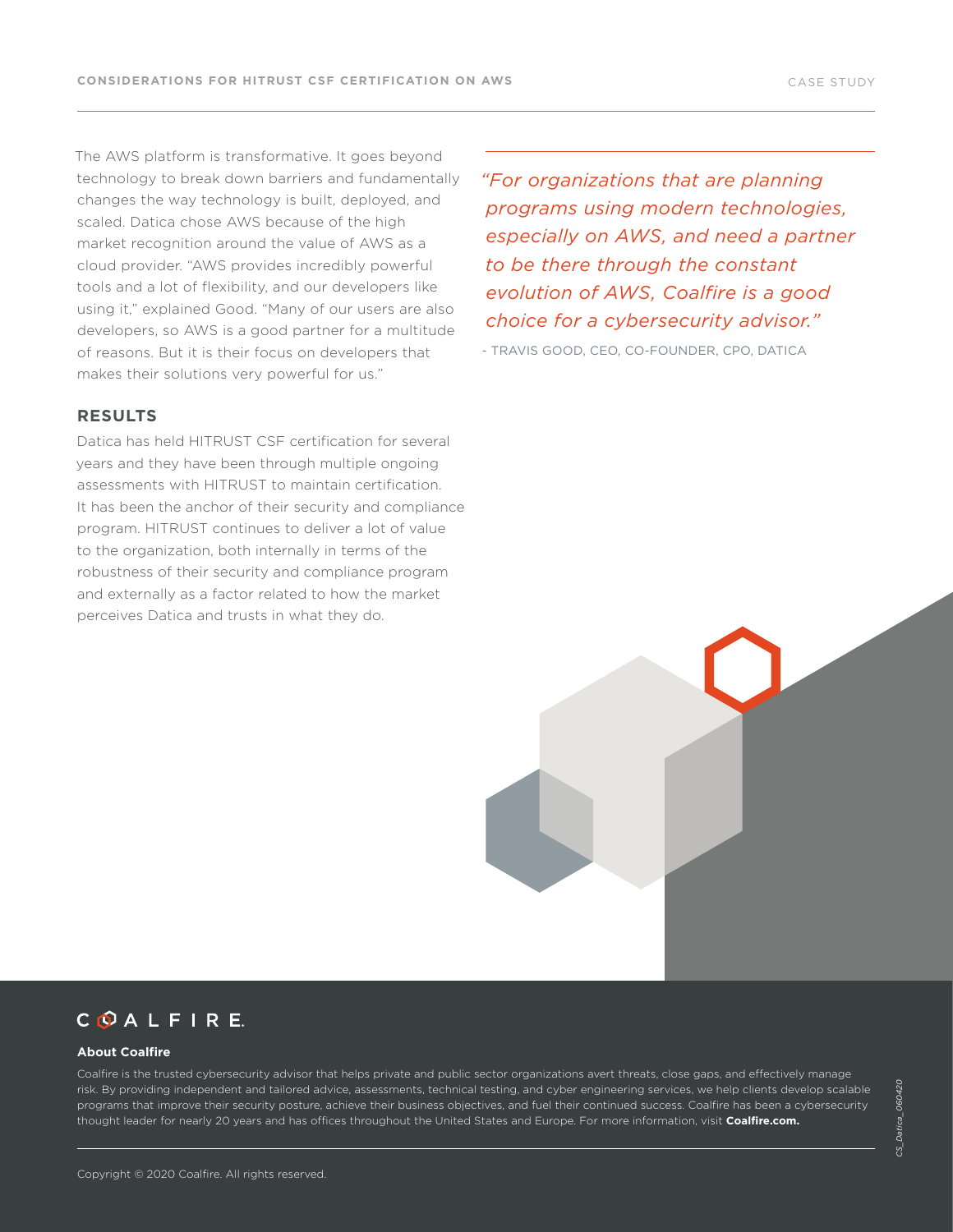The AWS platform is transformative. It goes beyond technology to break down barriers and fundamentally changes the way technology is built, deployed, and scaled. Datica chose AWS because of the high market recognition around the value of AWS as a cloud provider. "AWS provides incredibly powerful tools and a lot of flexibility, and our developers like using it," explained Good. "Many of our users are also developers, so AWS is a good partner for a multitude of reasons. But it is their focus on developers that makes their solutions very powerful for us."

## RESULTS

Datica has held HITRUST CSF certification for several years and they have been through multiple ongoing assessments with HITRUST to maintain certification. It has been the anchor of their security and compliance program. HITRUST continues to deliver a lot of value to the organization, both internally in terms of the robustness of their security and compliance program and externally as a factor related to how the market perceives Datica and trusts in what they do.

> *"For organizations that are planning programs using modern technologies, especially on AWS, and need a partner to be there through the constant evolution of AWS, Coalfire is a good choice for a cybersecurity advisor."*
>
> - TRAVIS GOOD, CEO, CO-FOUNDER, CPO, DATICA

COALFIRE.

**About Coalfire**

Coalfire is the trusted cybersecurity advisor that helps private and public sector organizations avert threats, close gaps, and effectively manage risk. By providing independent and tailored advice, assessments, technical testing, and cyber engineering services, we help clients develop scalable programs that improve their security posture, achieve their business objectives, and fuel their continued success. Coalfire has been a cybersecurity thought leader for nearly 20 years and has offices throughout the United States and Europe. For more information, visit **Coalfire.com.**

Copyright © 2020 Coalfire. All rights reserved.

CS_Datica_060420